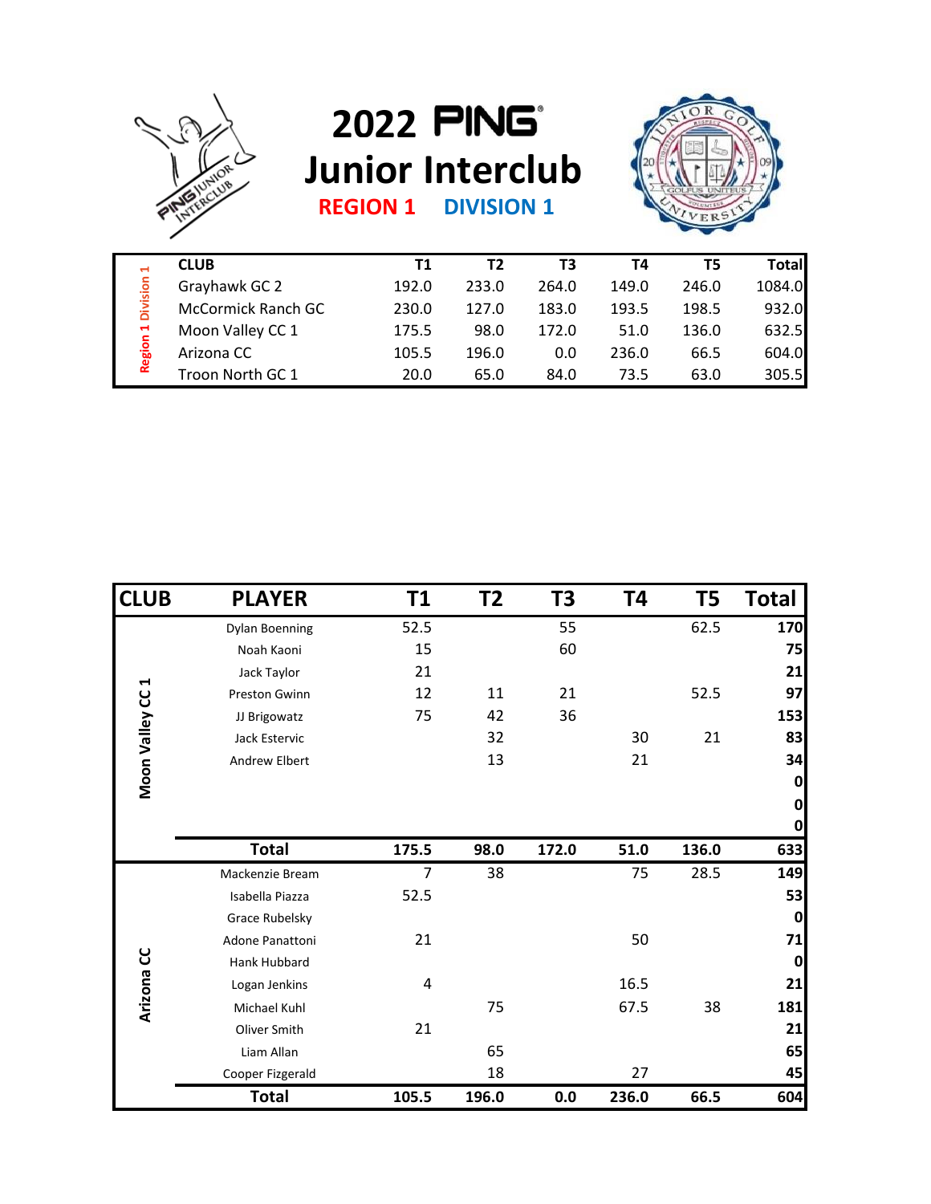# 2022 PING Junior Interclub

## REGION 1 DIVISION 1

| | CLUB | T1 | T2 | T3 | T4 | T5 | Total |
|---|---|---|---|---|---|---|---|
| Region 1 Division 1 | Grayhawk GC 2 | 192.0 | 233.0 | 264.0 | 149.0 | 246.0 | 1084.0 |
| | McCormick Ranch GC | 230.0 | 127.0 | 183.0 | 193.5 | 198.5 | 932.0 |
| | Moon Valley CC 1 | 175.5 | 98.0 | 172.0 | 51.0 | 136.0 | 632.5 |
| | Arizona CC | 105.5 | 196.0 | 0.0 | 236.0 | 66.5 | 604.0 |
| | Troon North GC 1 | 20.0 | 65.0 | 84.0 | 73.5 | 63.0 | 305.5 |

| CLUB | PLAYER | T1 | T2 | T3 | T4 | T5 | Total |
|---|---|---|---|---|---|---|---|
| Moon Valley CC 1 | Dylan Boenning | 52.5 | | 55 | | 62.5 | 170 |
| | Noah Kaoni | 15 | | 60 | | | 75 |
| | Jack Taylor | 21 | | | | | 21 |
| | Preston Gwinn | 12 | 11 | 21 | | 52.5 | 97 |
| | JJ Brigowatz | 75 | 42 | 36 | | | 153 |
| | Jack Estervic | | 32 | | 30 | 21 | 83 |
| | Andrew Elbert | | 13 | | 21 | | 34 |
| | | | | | | | 0 |
| | | | | | | | 0 |
| | | | | | | | 0 |
| | **Total** | **175.5** | **98.0** | **172.0** | **51.0** | **136.0** | **633** |
| Arizona CC | Mackenzie Bream | 7 | 38 | | 75 | 28.5 | 149 |
| | Isabella Piazza | 52.5 | | | | | 53 |
| | Grace Rubelsky | | | | | | 0 |
| | Adone Panattoni | 21 | | | 50 | | 71 |
| | Hank Hubbard | | | | | | 0 |
| | Logan Jenkins | 4 | | | 16.5 | | 21 |
| | Michael Kuhl | | 75 | | 67.5 | 38 | 181 |
| | Oliver Smith | 21 | | | | | 21 |
| | Liam Allan | | 65 | | | | 65 |
| | Cooper Fizgerald | | 18 | | 27 | | 45 |
| | **Total** | **105.5** | **196.0** | **0.0** | **236.0** | **66.5** | **604** |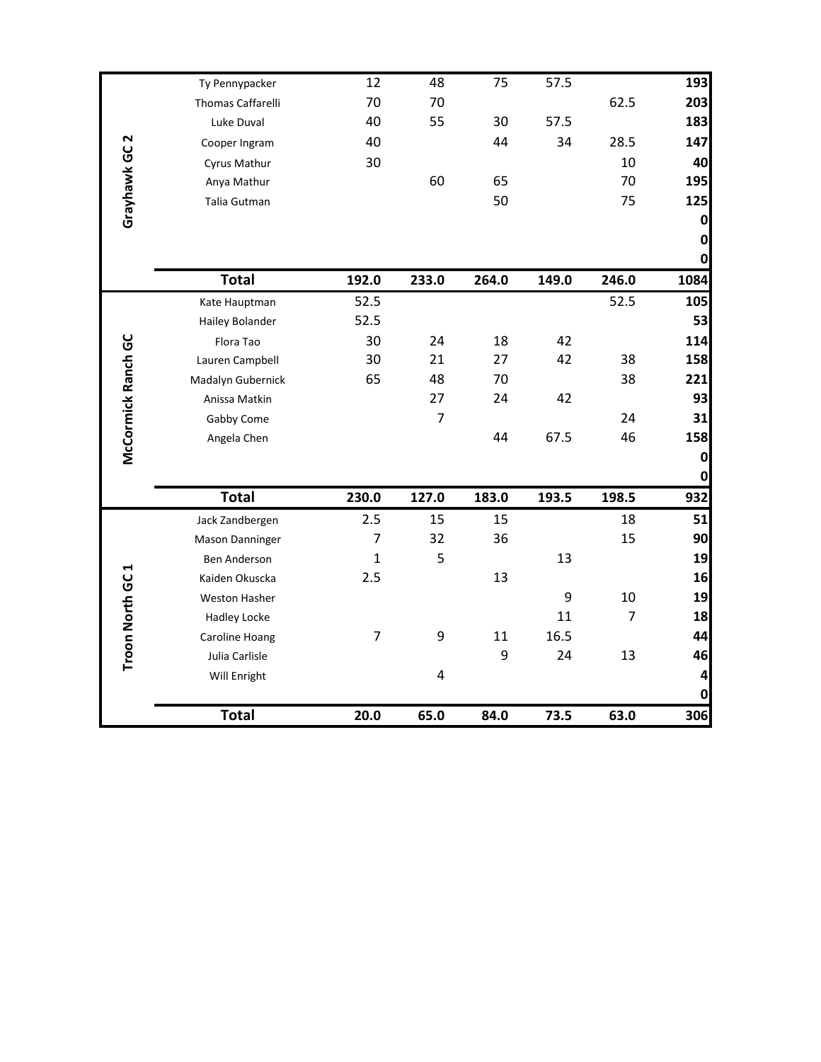| | | | | | | | |
|---|---|---|---|---|---|---|---|
| Grayhawk GC 2 | Ty Pennypacker | 12 | 48 | 75 | 57.5 | | **193** |
| | Thomas Caffarelli | 70 | 70 | | | 62.5 | **203** |
| | Luke Duval | 40 | 55 | 30 | 57.5 | | **183** |
| | Cooper Ingram | 40 | | 44 | 34 | 28.5 | **147** |
| | Cyrus Mathur | 30 | | | | 10 | **40** |
| | Anya Mathur | | 60 | 65 | | 70 | **195** |
| | Talia Gutman | | | 50 | | 75 | **125** |
| | | | | | | | **0** |
| | | | | | | | **0** |
| | | | | | | | **0** |
| | **Total** | **192.0** | **233.0** | **264.0** | **149.0** | **246.0** | **1084** |
| McCormick Ranch GC | Kate Hauptman | 52.5 | | | | 52.5 | **105** |
| | Hailey Bolander | 52.5 | | | | | **53** |
| | Flora Tao | 30 | 24 | 18 | 42 | | **114** |
| | Lauren Campbell | 30 | 21 | 27 | 42 | 38 | **158** |
| | Madalyn Gubernick | 65 | 48 | 70 | | 38 | **221** |
| | Anissa Matkin | | 27 | 24 | 42 | | **93** |
| | Gabby Come | | 7 | | | 24 | **31** |
| | Angela Chen | | | 44 | 67.5 | 46 | **158** |
| | | | | | | | **0** |
| | | | | | | | **0** |
| | **Total** | **230.0** | **127.0** | **183.0** | **193.5** | **198.5** | **932** |
| Troon North GC 1 | Jack Zandbergen | 2.5 | 15 | 15 | | 18 | **51** |
| | Mason Danninger | 7 | 32 | 36 | | 15 | **90** |
| | Ben Anderson | 1 | 5 | | 13 | | **19** |
| | Kaiden Okuscka | 2.5 | | 13 | | | **16** |
| | Weston Hasher | | | | 9 | 10 | **19** |
| | Hadley Locke | | | | 11 | 7 | **18** |
| | Caroline Hoang | 7 | 9 | 11 | 16.5 | | **44** |
| | Julia Carlisle | | | 9 | 24 | 13 | **46** |
| | Will Enright | | 4 | | | | **4** |
| | | | | | | | **0** |
| | **Total** | **20.0** | **65.0** | **84.0** | **73.5** | **63.0** | **306** |